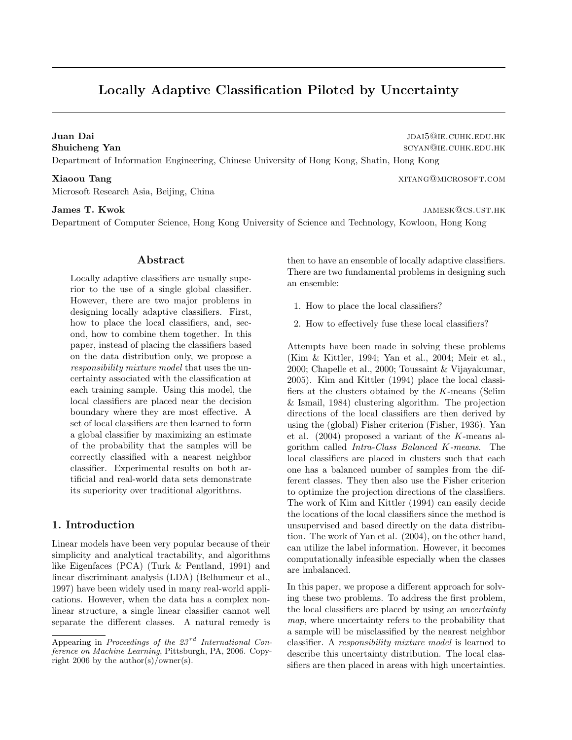# Locally Adaptive Classification Piloted by Uncertainty

**Juan Dai** jdai5@ie.cuhk.edu.hk
**Shuicheng Yan** scyan@ie.cuhk.edu.hk
Department of Information Engineering, Chinese University of Hong Kong, Shatin, Hong Kong

**Xiaoou Tang** xitang@microsoft.com
Microsoft Research Asia, Beijing, China

**James T. Kwok** jamesk@cs.ust.hk
Department of Computer Science, Hong Kong University of Science and Technology, Kowloon, Hong Kong

## Abstract

Locally adaptive classifiers are usually superior to the use of a single global classifier. However, there are two major problems in designing locally adaptive classifiers. First, how to place the local classifiers, and, second, how to combine them together. In this paper, instead of placing the classifiers based on the data distribution only, we propose a *responsibility mixture model* that uses the uncertainty associated with the classification at each training sample. Using this model, the local classifiers are placed near the decision boundary where they are most effective. A set of local classifiers are then learned to form a global classifier by maximizing an estimate of the probability that the samples will be correctly classified with a nearest neighbor classifier. Experimental results on both artificial and real-world data sets demonstrate its superiority over traditional algorithms.

## 1. Introduction

Linear models have been very popular because of their simplicity and analytical tractability, and algorithms like Eigenfaces (PCA) (Turk & Pentland, 1991) and linear discriminant analysis (LDA) (Belhumeur et al., 1997) have been widely used in many real-world applications. However, when the data has a complex nonlinear structure, a single linear classifier cannot well separate the different classes. A natural remedy is then to have an ensemble of locally adaptive classifiers. There are two fundamental problems in designing such an ensemble:

1. How to place the local classifiers?
2. How to effectively fuse these local classifiers?

Attempts have been made in solving these problems (Kim & Kittler, 1994; Yan et al., 2004; Meir et al., 2000; Chapelle et al., 2000; Toussaint & Vijayakumar, 2005). Kim and Kittler (1994) place the local classifiers at the clusters obtained by the $K$-means (Selim & Ismail, 1984) clustering algorithm. The projection directions of the local classifiers are then derived by using the (global) Fisher criterion (Fisher, 1936). Yan et al. (2004) proposed a variant of the $K$-means algorithm called *Intra-Class Balanced $K$-means*. The local classifiers are placed in clusters such that each one has a balanced number of samples from the different classes. They then also use the Fisher criterion to optimize the projection directions of the classifiers. The work of Kim and Kittler (1994) can easily decide the locations of the local classifiers since the method is unsupervised and based directly on the data distribution. The work of Yan et al. (2004), on the other hand, can utilize the label information. However, it becomes computationally infeasible especially when the classes are imbalanced.

In this paper, we propose a different approach for solving these two problems. To address the first problem, the local classifiers are placed by using an *uncertainty map*, where uncertainty refers to the probability that a sample will be misclassified by the nearest neighbor classifier. A *responsibility mixture model* is learned to describe this uncertainty distribution. The local classifiers are then placed in areas with high uncertainties.

Appearing in *Proceedings of the 23rd International Conference on Machine Learning*, Pittsburgh, PA, 2006. Copyright 2006 by the author(s)/owner(s).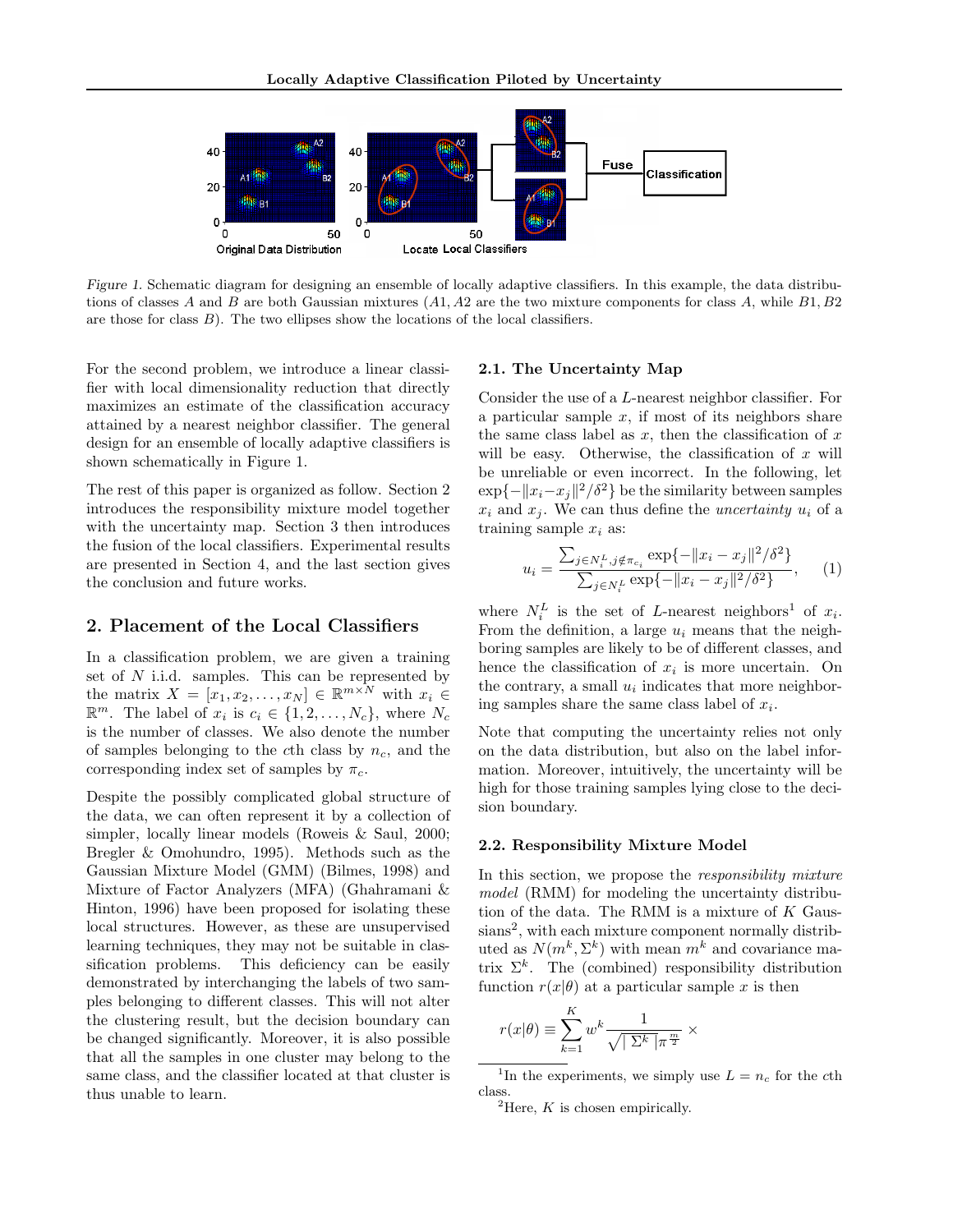Figure 1. Schematic diagram for designing an ensemble of locally adaptive classifiers. In this example, the data distributions of classes $A$ and $B$ are both Gaussian mixtures ($A1, A2$ are the two mixture components for class $A$, while $B1, B2$ are those for class $B$). The two ellipses show the locations of the local classifiers.

For the second problem, we introduce a linear classifier with local dimensionality reduction that directly maximizes an estimate of the classification accuracy attained by a nearest neighbor classifier. The general design for an ensemble of locally adaptive classifiers is shown schematically in Figure 1.

The rest of this paper is organized as follow. Section 2 introduces the responsibility mixture model together with the uncertainty map. Section 3 then introduces the fusion of the local classifiers. Experimental results are presented in Section 4, and the last section gives the conclusion and future works.

## 2. Placement of the Local Classifiers

In a classification problem, we are given a training set of $N$ i.i.d. samples. This can be represented by the matrix $X = [x_1, x_2, \ldots, x_N] \in \mathbb{R}^{m \times N}$ with $x_i \in \mathbb{R}^m$. The label of $x_i$ is $c_i \in \{1, 2, \ldots, N_c\}$, where $N_c$ is the number of classes. We also denote the number of samples belonging to the $c$th class by $n_c$, and the corresponding index set of samples by $\pi_c$.

Despite the possibly complicated global structure of the data, we can often represent it by a collection of simpler, locally linear models (Roweis & Saul, 2000; Bregler & Omohundro, 1995). Methods such as the Gaussian Mixture Model (GMM) (Bilmes, 1998) and Mixture of Factor Analyzers (MFA) (Ghahramani & Hinton, 1996) have been proposed for isolating these local structures. However, as these are unsupervised learning techniques, they may not be suitable in classification problems. This deficiency can be easily demonstrated by interchanging the labels of two samples belonging to different classes. This will not alter the clustering result, but the decision boundary can be changed significantly. Moreover, it is also possible that all the samples in one cluster may belong to the same class, and the classifier located at that cluster is thus unable to learn.

### 2.1. The Uncertainty Map

Consider the use of a $L$-nearest neighbor classifier. For a particular sample $x$, if most of its neighbors share the same class label as $x$, then the classification of $x$ will be easy. Otherwise, the classification of $x$ will be unreliable or even incorrect. In the following, let $\exp\{-\|x_i - x_j\|^2/\delta^2\}$ be the similarity between samples $x_i$ and $x_j$. We can thus define the *uncertainty* $u_i$ of a training sample $x_i$ as:

$$u_i = \frac{\sum_{j \in N_i^L, j \notin \pi_{c_i}} \exp\{-\|x_i - x_j\|^2/\delta^2\}}{\sum_{j \in N_i^L} \exp\{-\|x_i - x_j\|^2/\delta^2\}}, \quad (1)$$

where $N_i^L$ is the set of $L$-nearest neighbors[1] of $x_i$. From the definition, a large $u_i$ means that the neighboring samples are likely to be of different classes, and hence the classification of $x_i$ is more uncertain. On the contrary, a small $u_i$ indicates that more neighboring samples share the same class label of $x_i$.

Note that computing the uncertainty relies not only on the data distribution, but also on the label information. Moreover, intuitively, the uncertainty will be high for those training samples lying close to the decision boundary.

### 2.2. Responsibility Mixture Model

In this section, we propose the *responsibility mixture model* (RMM) for modeling the uncertainty distribution of the data. The RMM is a mixture of $K$ Gaussians[2], with each mixture component normally distributed as $N(m^k, \Sigma^k)$ with mean $m^k$ and covariance matrix $\Sigma^k$. The (combined) responsibility distribution function $r(x|\theta)$ at a particular sample $x$ is then

$$r(x|\theta) \equiv \sum_{k=1}^{K} w^k \frac{1}{\sqrt{|\Sigma^k|} \pi^{\frac{m}{2}}} \times$$

[1] In the experiments, we simply use $L = n_c$ for the $c$th class.

[2] Here, $K$ is chosen empirically.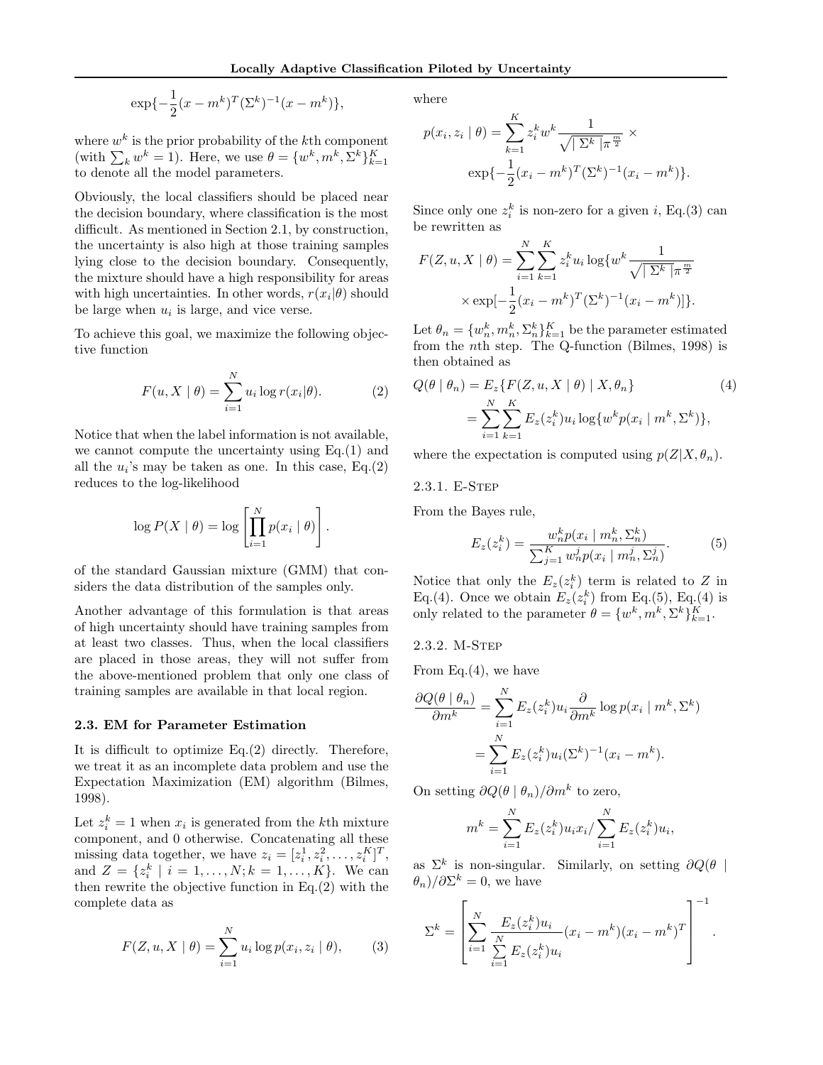$$\exp\{-\frac{1}{2}(x - m^k)^T (\Sigma^k)^{-1} (x - m^k)\},$$

where $w^k$ is the prior probability of the $k$th component (with $\sum_k w^k = 1$). Here, we use $\theta = \{w^k, m^k, \Sigma^k\}_{k=1}^K$ to denote all the model parameters.

Obviously, the local classifiers should be placed near the decision boundary, where classification is the most difficult. As mentioned in Section 2.1, by construction, the uncertainty is also high at those training samples lying close to the decision boundary. Consequently, the mixture should have a high responsibility for areas with high uncertainties. In other words, $r(x_i|\theta)$ should be large when $u_i$ is large, and vice verse.

To achieve this goal, we maximize the following objective function

$$F(u, X \mid \theta) = \sum_{i=1}^N u_i \log r(x_i|\theta). \tag{2}$$

Notice that when the label information is not available, we cannot compute the uncertainty using Eq.(1) and all the $u_i$'s may be taken as one. In this case, Eq.(2) reduces to the log-likelihood

$$\log P(X \mid \theta) = \log \left[ \prod_{i=1}^N p(x_i \mid \theta) \right].$$

of the standard Gaussian mixture (GMM) that considers the data distribution of the samples only.

Another advantage of this formulation is that areas of high uncertainty should have training samples from at least two classes. Thus, when the local classifiers are placed in those areas, they will not suffer from the above-mentioned problem that only one class of training samples are available in that local region.

### 2.3. EM for Parameter Estimation

It is difficult to optimize Eq.(2) directly. Therefore, we treat it as an incomplete data problem and use the Expectation Maximization (EM) algorithm (Bilmes, 1998).

Let $z_i^k = 1$ when $x_i$ is generated from the $k$th mixture component, and 0 otherwise. Concatenating all these missing data together, we have $z_i = [z_i^1, z_i^2, \ldots, z_i^K]^T$, and $Z = \{z_i^k \mid i = 1, \ldots, N; k = 1, \ldots, K\}$. We can then rewrite the objective function in Eq.(2) with the complete data as

$$F(Z, u, X \mid \theta) = \sum_{i=1}^N u_i \log p(x_i, z_i \mid \theta), \tag{3}$$

where

$$p(x_i, z_i \mid \theta) = \sum_{k=1}^K z_i^k w^k \frac{1}{\sqrt{\mid \Sigma^k \mid} \pi^{\frac{m}{2}}} \times \exp\{-\frac{1}{2}(x_i - m^k)^T (\Sigma^k)^{-1} (x_i - m^k)\}.$$

Since only one $z_i^k$ is non-zero for a given $i$, Eq.(3) can be rewritten as

$$F(Z, u, X \mid \theta) = \sum_{i=1}^N \sum_{k=1}^K z_i^k u_i \log\{w^k \frac{1}{\sqrt{\mid \Sigma^k \mid} \pi^{\frac{m}{2}}} \times \exp[-\frac{1}{2}(x_i - m^k)^T (\Sigma^k)^{-1} (x_i - m^k)]\}.$$

Let $\theta_n = \{w_n^k, m_n^k, \Sigma_n^k\}_{k=1}^K$ be the parameter estimated from the $n$th step. The Q-function (Bilmes, 1998) is then obtained as

$$\begin{aligned} Q(\theta \mid \theta_n) &= E_z\{F(Z, u, X \mid \theta) \mid X, \theta_n\} \\ &= \sum_{i=1}^N \sum_{k=1}^K E_z(z_i^k) u_i \log\{w^k p(x_i \mid m^k, \Sigma^k)\}, \end{aligned} \tag{4}$$

where the expectation is computed using $p(Z|X, \theta_n)$.

#### 2.3.1. E-Step

From the Bayes rule,

$$E_z(z_i^k) = \frac{w_n^k p(x_i \mid m_n^k, \Sigma_n^k)}{\sum_{j=1}^K w_n^j p(x_i \mid m_n^j, \Sigma_n^j)}. \tag{5}$$

Notice that only the $E_z(z_i^k)$ term is related to $Z$ in Eq.(4). Once we obtain $E_z(z_i^k)$ from Eq.(5), Eq.(4) is only related to the parameter $\theta = \{w^k, m^k, \Sigma^k\}_{k=1}^K$.

#### 2.3.2. M-Step

From Eq.(4), we have

$$\begin{aligned} \frac{\partial Q(\theta \mid \theta_n)}{\partial m^k} &= \sum_{i=1}^N E_z(z_i^k) u_i \frac{\partial}{\partial m^k} \log p(x_i \mid m^k, \Sigma^k) \\ &= \sum_{i=1}^N E_z(z_i^k) u_i (\Sigma^k)^{-1} (x_i - m^k). \end{aligned}$$

On setting $\partial Q(\theta \mid \theta_n)/\partial m^k$ to zero,

$$m^k = \sum_{i=1}^N E_z(z_i^k) u_i x_i / \sum_{i=1}^N E_z(z_i^k) u_i,$$

as $\Sigma^k$ is non-singular. Similarly, on setting $\partial Q(\theta \mid \theta_n)/\partial \Sigma^k = 0$, we have

$$\Sigma^k = \left[ \sum_{i=1}^N \frac{E_z(z_i^k) u_i}{\sum_{i=1}^N E_z(z_i^k) u_i} (x_i - m^k)(x_i - m^k)^T \right]^{-1}.$$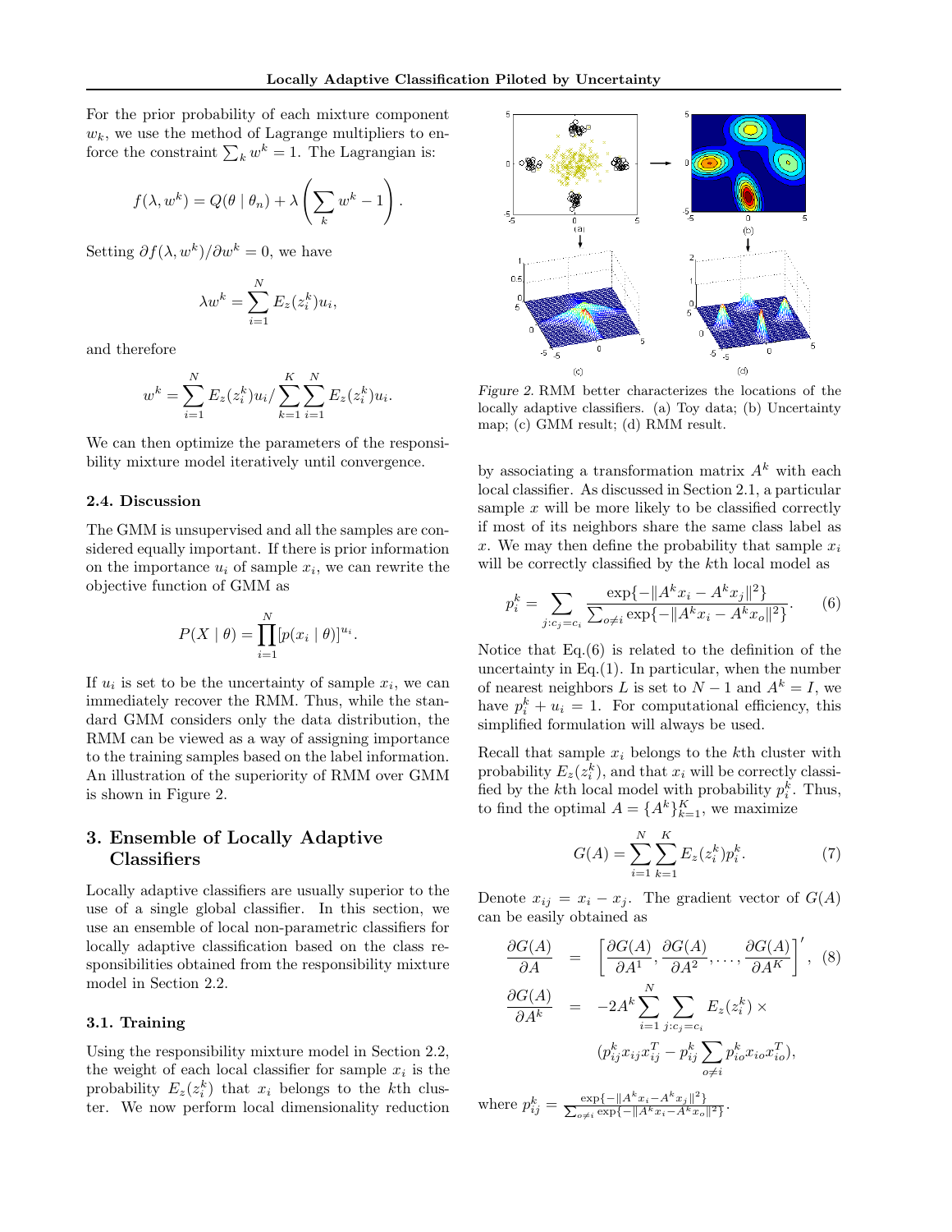For the prior probability of each mixture component $w_k$, we use the method of Lagrange multipliers to enforce the constraint $\sum_k w^k = 1$. The Lagrangian is:

$$f(\lambda, w^k) = Q(\theta \mid \theta_n) + \lambda \left( \sum_k w^k - 1 \right).$$

Setting $\partial f(\lambda, w^k)/\partial w^k = 0$, we have

$$\lambda w^k = \sum_{i=1}^{N} E_z(z_i^k) u_i,$$

and therefore

$$w^k = \sum_{i=1}^{N} E_z(z_i^k) u_i / \sum_{k=1}^{K} \sum_{i=1}^{N} E_z(z_i^k) u_i.$$

We can then optimize the parameters of the responsibility mixture model iteratively until convergence.

### 2.4. Discussion

The GMM is unsupervised and all the samples are considered equally important. If there is prior information on the importance $u_i$ of sample $x_i$, we can rewrite the objective function of GMM as

$$P(X \mid \theta) = \prod_{i=1}^{N} [p(x_i \mid \theta)]^{u_i}.$$

If $u_i$ is set to be the uncertainty of sample $x_i$, we can immediately recover the RMM. Thus, while the standard GMM considers only the data distribution, the RMM can be viewed as a way of assigning importance to the training samples based on the label information. An illustration of the superiority of RMM over GMM is shown in Figure 2.

## 3. Ensemble of Locally Adaptive Classifiers

Locally adaptive classifiers are usually superior to the use of a single global classifier. In this section, we use an ensemble of local non-parametric classifiers for locally adaptive classification based on the class responsibilities obtained from the responsibility mixture model in Section 2.2.

### 3.1. Training

Using the responsibility mixture model in Section 2.2, the weight of each local classifier for sample $x_i$ is the probability $E_z(z_i^k)$ that $x_i$ belongs to the $k$th cluster. We now perform local dimensionality reduction by associating a transformation matrix $A^k$ with each local classifier. As discussed in Section 2.1, a particular sample $x$ will be more likely to be classified correctly if most of its neighbors share the same class label as $x$. We may then define the probability that sample $x_i$ will be correctly classified by the $k$th local model as

$$p_i^k = \sum_{j:c_j = c_i} \frac{\exp\{-\|A^k x_i - A^k x_j\|^2\}}{\sum_{o \neq i} \exp\{-\|A^k x_i - A^k x_o\|^2\}}. \tag{6}$$

*Figure 2.* RMM better characterizes the locations of the locally adaptive classifiers. (a) Toy data; (b) Uncertainty map; (c) GMM result; (d) RMM result.

Notice that Eq.(6) is related to the definition of the uncertainty in Eq.(1). In particular, when the number of nearest neighbors $L$ is set to $N-1$ and $A^k = I$, we have $p_i^k + u_i = 1$. For computational efficiency, this simplified formulation will always be used.

Recall that sample $x_i$ belongs to the $k$th cluster with probability $E_z(z_i^k)$, and that $x_i$ will be correctly classified by the $k$th local model with probability $p_i^k$. Thus, to find the optimal $A = \{A^k\}_{k=1}^K$, we maximize

$$G(A) = \sum_{i=1}^{N} \sum_{k=1}^{K} E_z(z_i^k) p_i^k. \tag{7}$$

Denote $x_{ij} = x_i - x_j$. The gradient vector of $G(A)$ can be easily obtained as

$$\frac{\partial G(A)}{\partial A} = \left[ \frac{\partial G(A)}{\partial A^1}, \frac{\partial G(A)}{\partial A^2}, \ldots, \frac{\partial G(A)}{\partial A^K} \right]', \tag{8}$$

$$\frac{\partial G(A)}{\partial A^k} = -2A^k \sum_{i=1}^{N} \sum_{j:c_j=c_i} E_z(z_i^k) \times (p_{ij}^k x_{ij} x_{ij}^T - p_{ij}^k \sum_{o \neq i} p_{io}^k x_{io} x_{io}^T),$$

where $p_{ij}^k = \frac{\exp\{-\|A^k x_i - A^k x_j\|^2\}}{\sum_{o \neq i} \exp\{-\|A^k x_i - A^k x_o\|^2\}}$.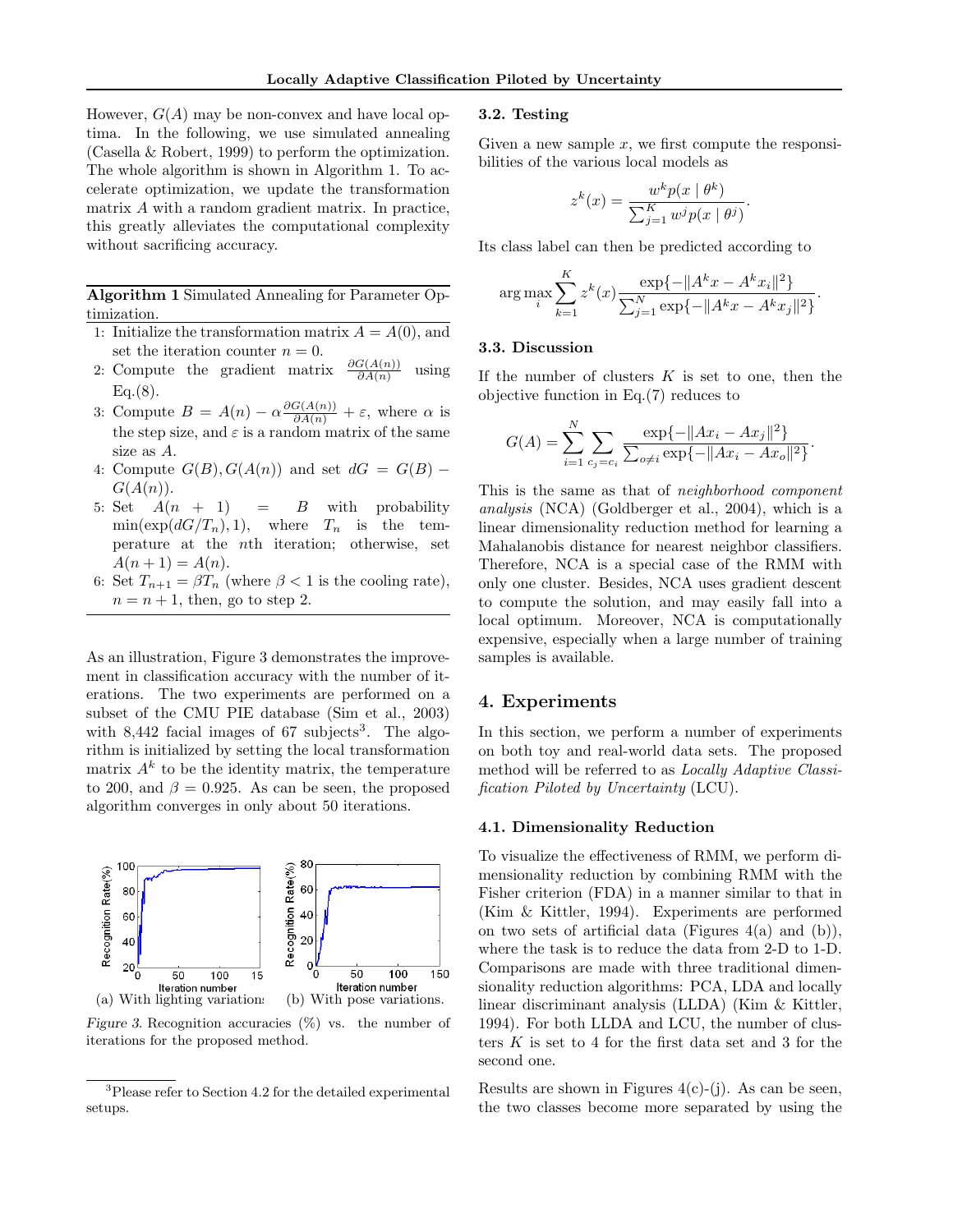However, $G(A)$ may be non-convex and have local optima. In the following, we use simulated annealing (Casella & Robert, 1999) to perform the optimization. The whole algorithm is shown in Algorithm 1. To accelerate optimization, we update the transformation matrix $A$ with a random gradient matrix. In practice, this greatly alleviates the computational complexity without sacrificing accuracy.

**Algorithm 1** Simulated Annealing for Parameter Optimization.

1. Initialize the transformation matrix $A = A(0)$, and set the iteration counter $n = 0$.
2. Compute the gradient matrix $\frac{\partial G(A(n))}{\partial A(n)}$ using Eq.(8).
3. Compute $B = A(n) - \alpha \frac{\partial G(A(n))}{\partial A(n)} + \varepsilon$, where $\alpha$ is the step size, and $\varepsilon$ is a random matrix of the same size as $A$.
4. Compute $G(B), G(A(n))$ and set $dG = G(B) - G(A(n))$.
5. Set $A(n+1) = B$ with probability $\min(\exp(dG/T_n), 1)$, where $T_n$ is the temperature at the $n$th iteration; otherwise, set $A(n+1) = A(n)$.
6. Set $T_{n+1} = \beta T_n$ (where $\beta < 1$ is the cooling rate), $n = n + 1$, then, go to step 2.

As an illustration, Figure 3 demonstrates the improvement in classification accuracy with the number of iterations. The two experiments are performed on a subset of the CMU PIE database (Sim et al., 2003) with 8,442 facial images of 67 subjects[3]. The algorithm is initialized by setting the local transformation matrix $A^k$ to be the identity matrix, the temperature to 200, and $\beta = 0.925$. As can be seen, the proposed algorithm converges in only about 50 iterations.

(a) With lighting variations (b) With pose variations.

*Figure 3.* Recognition accuracies (%) vs. the number of iterations for the proposed method.

[3]Please refer to Section 4.2 for the detailed experimental setups.

### 3.2. Testing

Given a new sample $x$, we first compute the responsibilities of the various local models as

$$z^k(x) = \frac{w^k p(x \mid \theta^k)}{\sum_{j=1}^{K} w^j p(x \mid \theta^j)}.$$

Its class label can then be predicted according to

$$\arg\max_i \sum_{k=1}^{K} z^k(x) \frac{\exp\{-\|A^k x - A^k x_i\|^2\}}{\sum_{j=1}^{N} \exp\{-\|A^k x - A^k x_j\|^2\}}.$$

### 3.3. Discussion

If the number of clusters $K$ is set to one, then the objective function in Eq.(7) reduces to

$$G(A) = \sum_{i=1}^{N} \sum_{c_j = c_i} \frac{\exp\{-\|Ax_i - Ax_j\|^2\}}{\sum_{o \neq i} \exp\{-\|Ax_i - Ax_o\|^2\}}.$$

This is the same as that of *neighborhood component analysis* (NCA) (Goldberger et al., 2004), which is a linear dimensionality reduction method for learning a Mahalanobis distance for nearest neighbor classifiers. Therefore, NCA is a special case of the RMM with only one cluster. Besides, NCA uses gradient descent to compute the solution, and may easily fall into a local optimum. Moreover, NCA is computationally expensive, especially when a large number of training samples is available.

## 4. Experiments

In this section, we perform a number of experiments on both toy and real-world data sets. The proposed method will be referred to as *Locally Adaptive Classification Piloted by Uncertainty* (LCU).

### 4.1. Dimensionality Reduction

To visualize the effectiveness of RMM, we perform dimensionality reduction by combining RMM with the Fisher criterion (FDA) in a manner similar to that in (Kim & Kittler, 1994). Experiments are performed on two sets of artificial data (Figures 4(a) and (b)), where the task is to reduce the data from 2-D to 1-D. Comparisons are made with three traditional dimensionality reduction algorithms: PCA, LDA and locally linear discriminant analysis (LLDA) (Kim & Kittler, 1994). For both LLDA and LCU, the number of clusters $K$ is set to 4 for the first data set and 3 for the second one.

Results are shown in Figures 4(c)-(j). As can be seen, the two classes become more separated by using the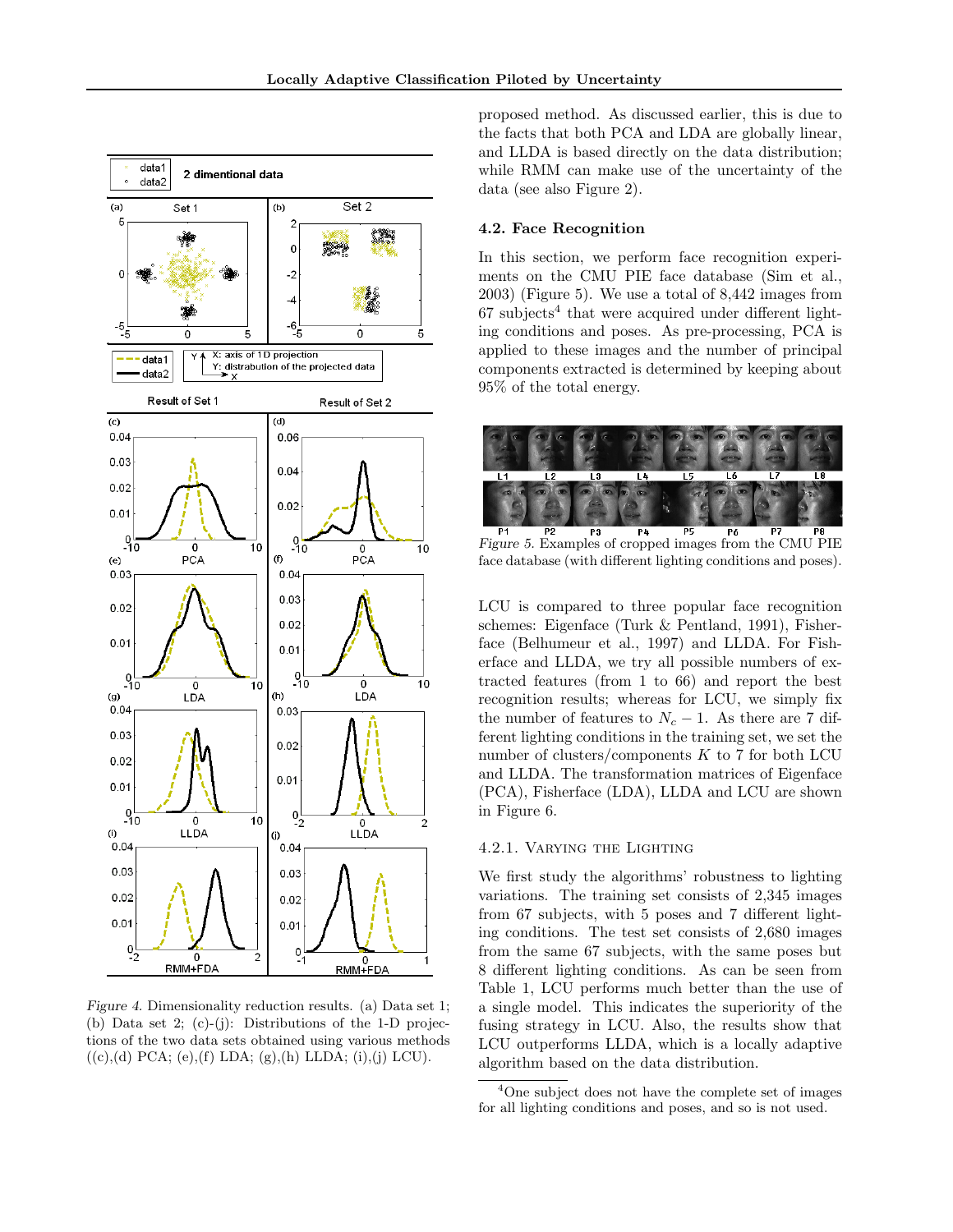Figure 4. Dimensionality reduction results. (a) Data set 1; (b) Data set 2; (c)-(j): Distributions of the 1-D projections of the two data sets obtained using various methods ((c),(d) PCA; (e),(f) LDA; (g),(h) LLDA; (i),(j) LCU).

proposed method. As discussed earlier, this is due to the facts that both PCA and LDA are globally linear, and LLDA is based directly on the data distribution; while RMM can make use of the uncertainty of the data (see also Figure 2).

### 4.2. Face Recognition

In this section, we perform face recognition experiments on the CMU PIE face database (Sim et al., 2003) (Figure 5). We use a total of 8,442 images from 67 subjects[4] that were acquired under different lighting conditions and poses. As pre-processing, PCA is applied to these images and the number of principal components extracted is determined by keeping about 95% of the total energy.

Figure 5. Examples of cropped images from the CMU PIE face database (with different lighting conditions and poses).

LCU is compared to three popular face recognition schemes: Eigenface (Turk & Pentland, 1991), Fisherface (Belhumeur et al., 1997) and LLDA. For Fisherface and LLDA, we try all possible numbers of extracted features (from 1 to 66) and report the best recognition results; whereas for LCU, we simply fix the number of features to $N_c - 1$. As there are 7 different lighting conditions in the training set, we set the number of clusters/components $K$ to 7 for both LCU and LLDA. The transformation matrices of Eigenface (PCA), Fisherface (LDA), LLDA and LCU are shown in Figure 6.

#### 4.2.1. Varying the Lighting

We first study the algorithms' robustness to lighting variations. The training set consists of 2,345 images from 67 subjects, with 5 poses and 7 different lighting conditions. The test set consists of 2,680 images from the same 67 subjects, with the same poses but 8 different lighting conditions. As can be seen from Table 1, LCU performs much better than the use of a single model. This indicates the superiority of the fusing strategy in LCU. Also, the results show that LCU outperforms LLDA, which is a locally adaptive algorithm based on the data distribution.

[4] One subject does not have the complete set of images for all lighting conditions and poses, and so is not used.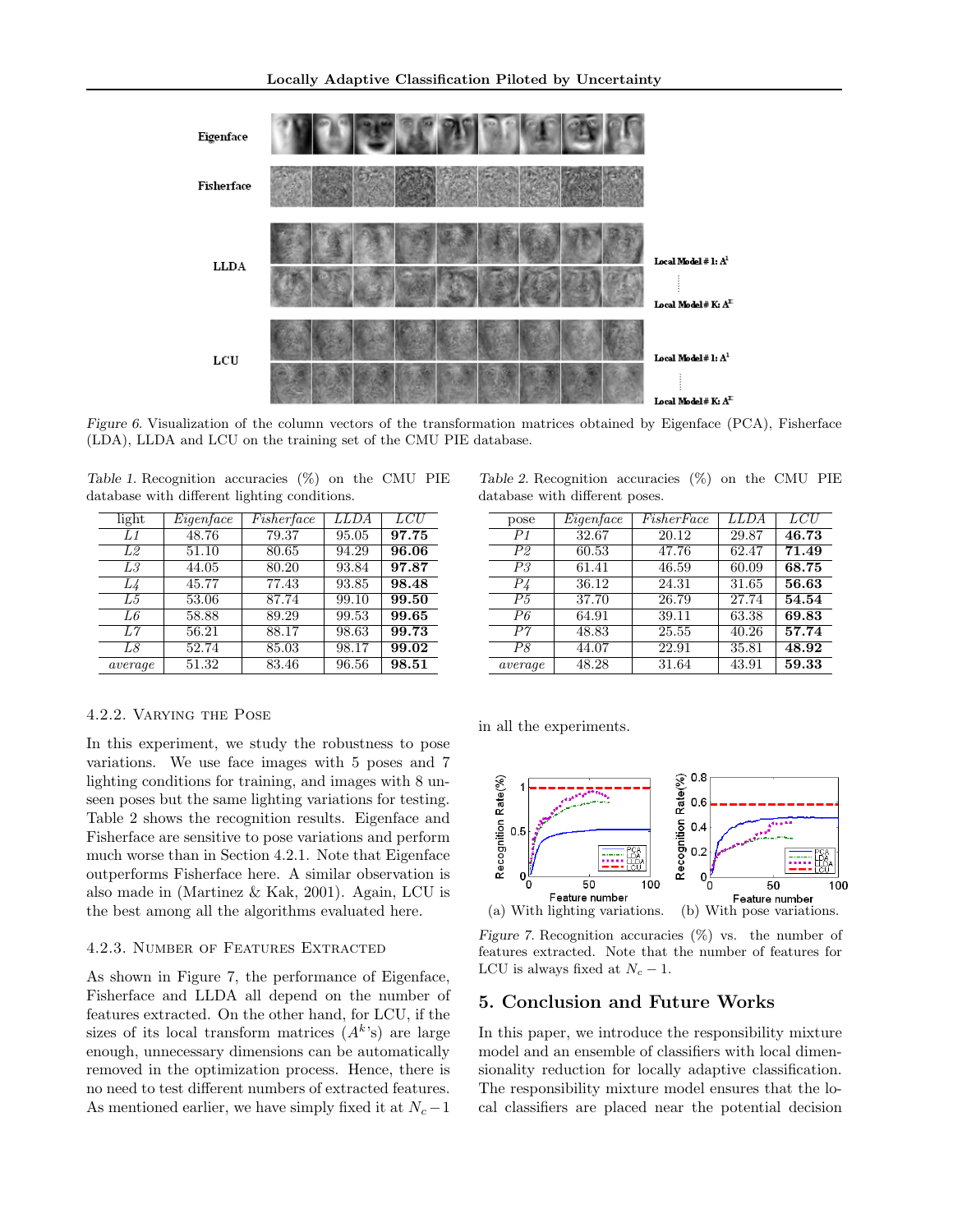Figure 6. Visualization of the column vectors of the transformation matrices obtained by Eigenface (PCA), Fisherface (LDA), LLDA and LCU on the training set of the CMU PIE database.

Table 1. Recognition accuracies (%) on the CMU PIE database with different lighting conditions.

| light | *Eigenface* | *Fisherface* | *LLDA* | *LCU* |
|---|---|---|---|---|
| *L1* | 48.76 | 79.37 | 95.05 | **97.75** |
| *L2* | 51.10 | 80.65 | 94.29 | **96.06** |
| *L3* | 44.05 | 80.20 | 93.84 | **97.87** |
| *L4* | 45.77 | 77.43 | 93.85 | **98.48** |
| *L5* | 53.06 | 87.74 | 99.10 | **99.50** |
| *L6* | 58.88 | 89.29 | 99.53 | **99.65** |
| *L7* | 56.21 | 88.17 | 98.63 | **99.73** |
| *L8* | 52.74 | 85.03 | 98.17 | **99.02** |
| *average* | 51.32 | 83.46 | 96.56 | **98.51** |

Table 2. Recognition accuracies (%) on the CMU PIE database with different poses.

| pose | *Eigenface* | *FisherFace* | *LLDA* | *LCU* |
|---|---|---|---|---|
| *P1* | 32.67 | 20.12 | 29.87 | **46.73** |
| *P2* | 60.53 | 47.76 | 62.47 | **71.49** |
| *P3* | 61.41 | 46.59 | 60.09 | **68.75** |
| *P4* | 36.12 | 24.31 | 31.65 | **56.63** |
| *P5* | 37.70 | 26.79 | 27.74 | **54.54** |
| *P6* | 64.91 | 39.11 | 63.38 | **69.83** |
| *P7* | 48.83 | 25.55 | 40.26 | **57.74** |
| *P8* | 44.07 | 22.91 | 35.81 | **48.92** |
| *average* | 48.28 | 31.64 | 43.91 | **59.33** |

#### 4.2.2. Varying the Pose

In this experiment, we study the robustness to pose variations. We use face images with 5 poses and 7 lighting conditions for training, and images with 8 unseen poses but the same lighting variations for testing. Table 2 shows the recognition results. Eigenface and Fisherface are sensitive to pose variations and perform much worse than in Section 4.2.1. Note that Eigenface outperforms Fisherface here. A similar observation is also made in (Martinez & Kak, 2001). Again, LCU is the best among all the algorithms evaluated here.

#### 4.2.3. Number of Features Extracted

As shown in Figure 7, the performance of Eigenface, Fisherface and LLDA all depend on the number of features extracted. On the other hand, for LCU, if the sizes of its local transform matrices ($A^k$'s) are large enough, unnecessary dimensions can be automatically removed in the optimization process. Hence, there is no need to test different numbers of extracted features. As mentioned earlier, we have simply fixed it at $N_c - 1$ in all the experiments.

(a) With lighting variations. (b) With pose variations.

Figure 7. Recognition accuracies (%) vs. the number of features extracted. Note that the number of features for LCU is always fixed at $N_c - 1$.

## 5. Conclusion and Future Works

In this paper, we introduce the responsibility mixture model and an ensemble of classifiers with local dimensionality reduction for locally adaptive classification. The responsibility mixture model ensures that the local classifiers are placed near the potential decision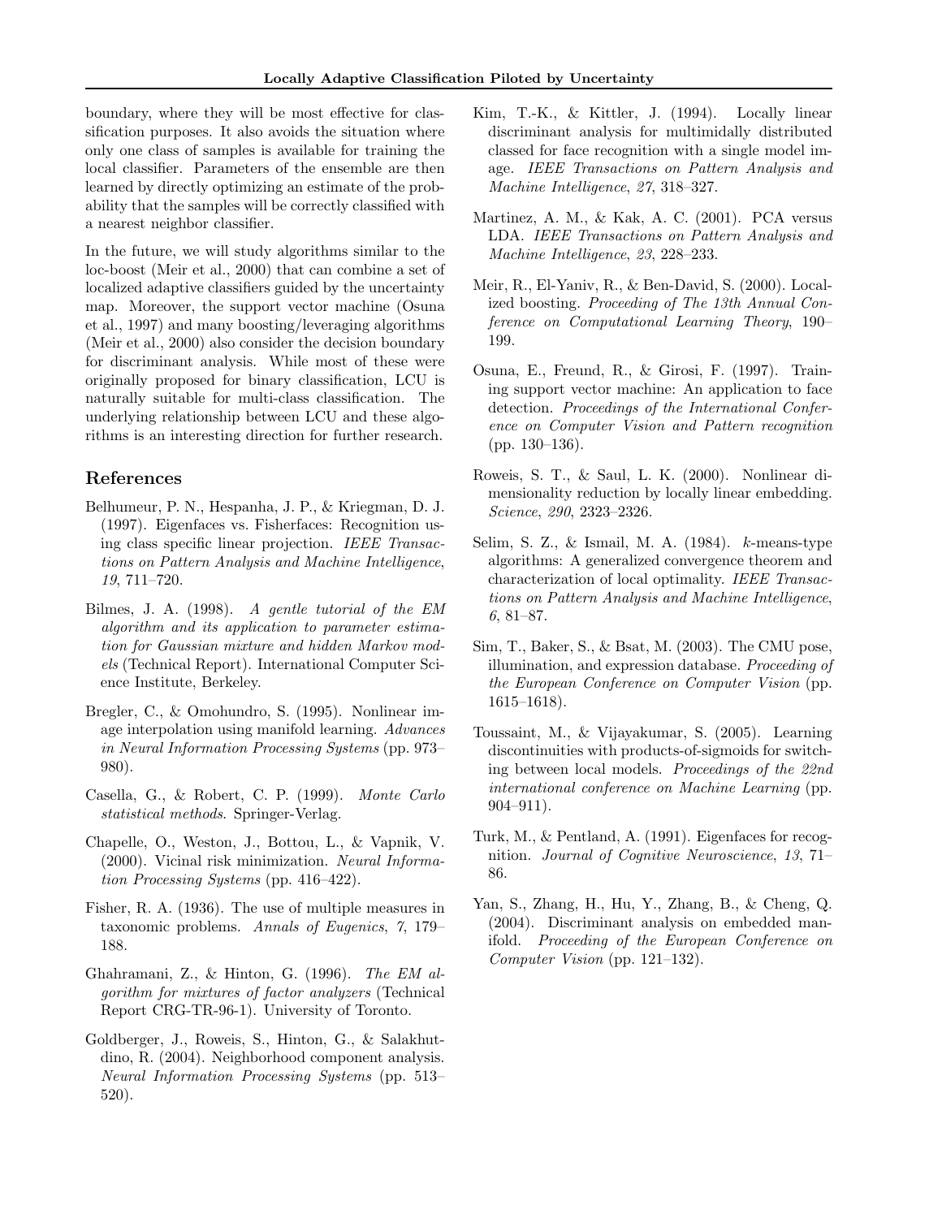boundary, where they will be most effective for classification purposes. It also avoids the situation where only one class of samples is available for training the local classifier. Parameters of the ensemble are then learned by directly optimizing an estimate of the probability that the samples will be correctly classified with a nearest neighbor classifier.

In the future, we will study algorithms similar to the loc-boost (Meir et al., 2000) that can combine a set of localized adaptive classifiers guided by the uncertainty map. Moreover, the support vector machine (Osuna et al., 1997) and many boosting/leveraging algorithms (Meir et al., 2000) also consider the decision boundary for discriminant analysis. While most of these were originally proposed for binary classification, LCU is naturally suitable for multi-class classification. The underlying relationship between LCU and these algorithms is an interesting direction for further research.

## References

Belhumeur, P. N., Hespanha, J. P., & Kriegman, D. J. (1997). Eigenfaces vs. Fisherfaces: Recognition using class specific linear projection. *IEEE Transactions on Pattern Analysis and Machine Intelligence*, *19*, 711–720.

Bilmes, J. A. (1998). *A gentle tutorial of the EM algorithm and its application to parameter estimation for Gaussian mixture and hidden Markov models* (Technical Report). International Computer Science Institute, Berkeley.

Bregler, C., & Omohundro, S. (1995). Nonlinear image interpolation using manifold learning. *Advances in Neural Information Processing Systems* (pp. 973–980).

Casella, G., & Robert, C. P. (1999). *Monte Carlo statistical methods*. Springer-Verlag.

Chapelle, O., Weston, J., Bottou, L., & Vapnik, V. (2000). Vicinal risk minimization. *Neural Information Processing Systems* (pp. 416–422).

Fisher, R. A. (1936). The use of multiple measures in taxonomic problems. *Annals of Eugenics*, *7*, 179–188.

Ghahramani, Z., & Hinton, G. (1996). *The EM algorithm for mixtures of factor analyzers* (Technical Report CRG-TR-96-1). University of Toronto.

Goldberger, J., Roweis, S., Hinton, G., & Salakhutdino, R. (2004). Neighborhood component analysis. *Neural Information Processing Systems* (pp. 513–520).

Kim, T.-K., & Kittler, J. (1994). Locally linear discriminant analysis for multimidally distributed classed for face recognition with a single model image. *IEEE Transactions on Pattern Analysis and Machine Intelligence*, *27*, 318–327.

Martinez, A. M., & Kak, A. C. (2001). PCA versus LDA. *IEEE Transactions on Pattern Analysis and Machine Intelligence*, *23*, 228–233.

Meir, R., El-Yaniv, R., & Ben-David, S. (2000). Localized boosting. *Proceeding of The 13th Annual Conference on Computational Learning Theory*, 190–199.

Osuna, E., Freund, R., & Girosi, F. (1997). Training support vector machine: An application to face detection. *Proceedings of the International Conference on Computer Vision and Pattern recognition* (pp. 130–136).

Roweis, S. T., & Saul, L. K. (2000). Nonlinear dimensionality reduction by locally linear embedding. *Science*, *290*, 2323–2326.

Selim, S. Z., & Ismail, M. A. (1984). $k$-means-type algorithms: A generalized convergence theorem and characterization of local optimality. *IEEE Transactions on Pattern Analysis and Machine Intelligence*, *6*, 81–87.

Sim, T., Baker, S., & Bsat, M. (2003). The CMU pose, illumination, and expression database. *Proceeding of the European Conference on Computer Vision* (pp. 1615–1618).

Toussaint, M., & Vijayakumar, S. (2005). Learning discontinuities with products-of-sigmoids for switching between local models. *Proceedings of the 22nd international conference on Machine Learning* (pp. 904–911).

Turk, M., & Pentland, A. (1991). Eigenfaces for recognition. *Journal of Cognitive Neuroscience*, *13*, 71–86.

Yan, S., Zhang, H., Hu, Y., Zhang, B., & Cheng, Q. (2004). Discriminant analysis on embedded manifold. *Proceeding of the European Conference on Computer Vision* (pp. 121–132).